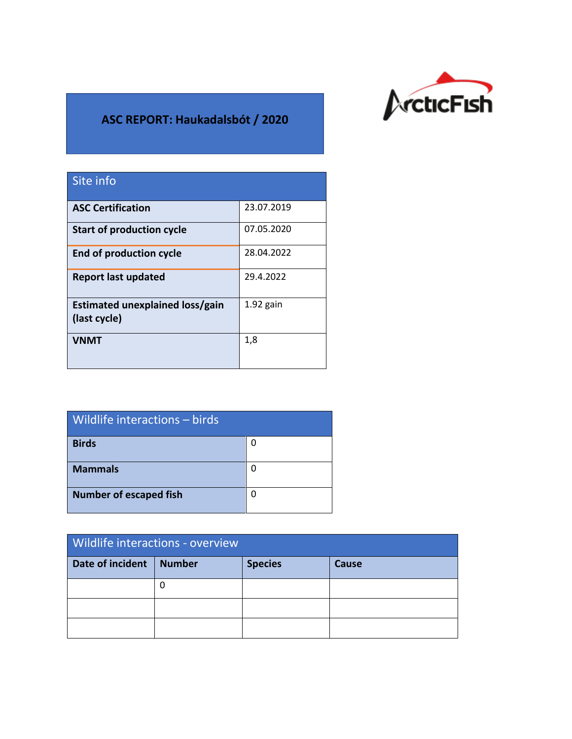# ASC REPORT: Haukadalsbót / 2020

ArcticFish

| Site info | |
|---|---|
| **ASC Certification** | 23.07.2019 |
| **Start of production cycle** | 07.05.2020 |
| **End of production cycle** | 28.04.2022 |
| **Report last updated** | 29.4.2022 |
| **Estimated unexplained loss/gain (last cycle)** | 1.92 gain |
| **VNMT** | 1,8 |

| Wildlife interactions – birds | |
|---|---|
| **Birds** | 0 |
| **Mammals** | 0 |
| **Number of escaped fish** | 0 |

| Wildlife interactions - overview | | | |
|---|---|---|---|
| **Date of incident** | **Number** | **Species** | **Cause** |
| | 0 | | |
| | | | |
| | | | |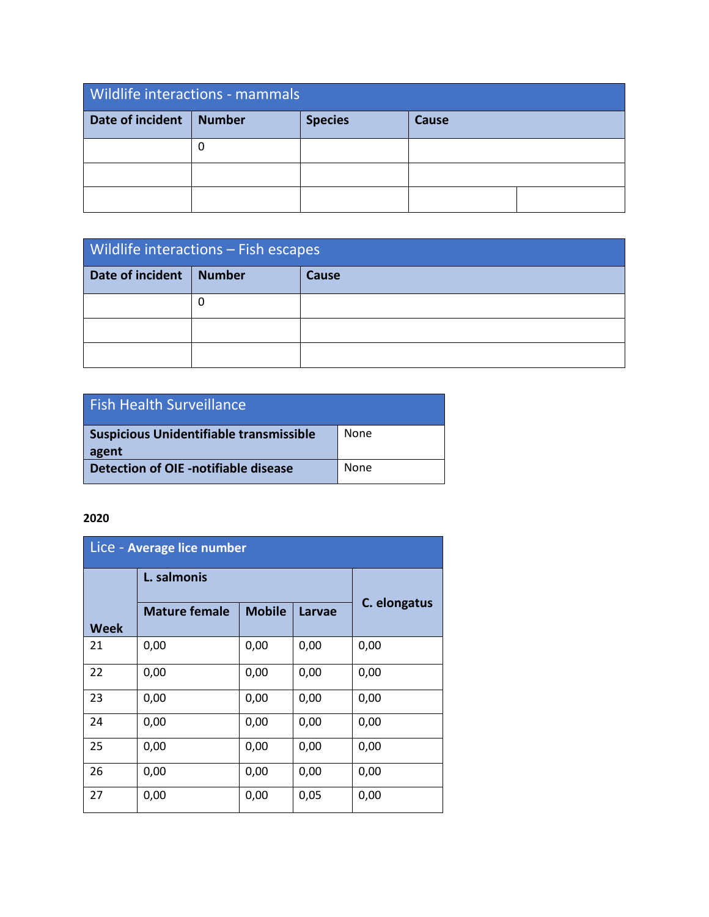| Wildlife interactions - mammals | | | | |
|---|---|---|---|---|
| **Date of incident** | **Number** | **Species** | **Cause** | |
| | 0 | | | |
| | | | | |
| | | | | |

| Wildlife interactions – Fish escapes | | |
|---|---|---|
| **Date of incident** | **Number** | **Cause** |
| | 0 | |
| | | |
| | | |

| Fish Health Surveillance | |
|---|---|
| **Suspicious Unidentifiable transmissible agent** | None |
| **Detection of OIE -notifiable disease** | None |

**2020**

| Lice - **Average lice number** | | | | |
|---|---|---|---|---|
| | **L. salmonis** | | | **C. elongatus** |
| **Week** | **Mature female** | **Mobile** | **Larvae** | |
| 21 | 0,00 | 0,00 | 0,00 | 0,00 |
| 22 | 0,00 | 0,00 | 0,00 | 0,00 |
| 23 | 0,00 | 0,00 | 0,00 | 0,00 |
| 24 | 0,00 | 0,00 | 0,00 | 0,00 |
| 25 | 0,00 | 0,00 | 0,00 | 0,00 |
| 26 | 0,00 | 0,00 | 0,00 | 0,00 |
| 27 | 0,00 | 0,00 | 0,05 | 0,00 |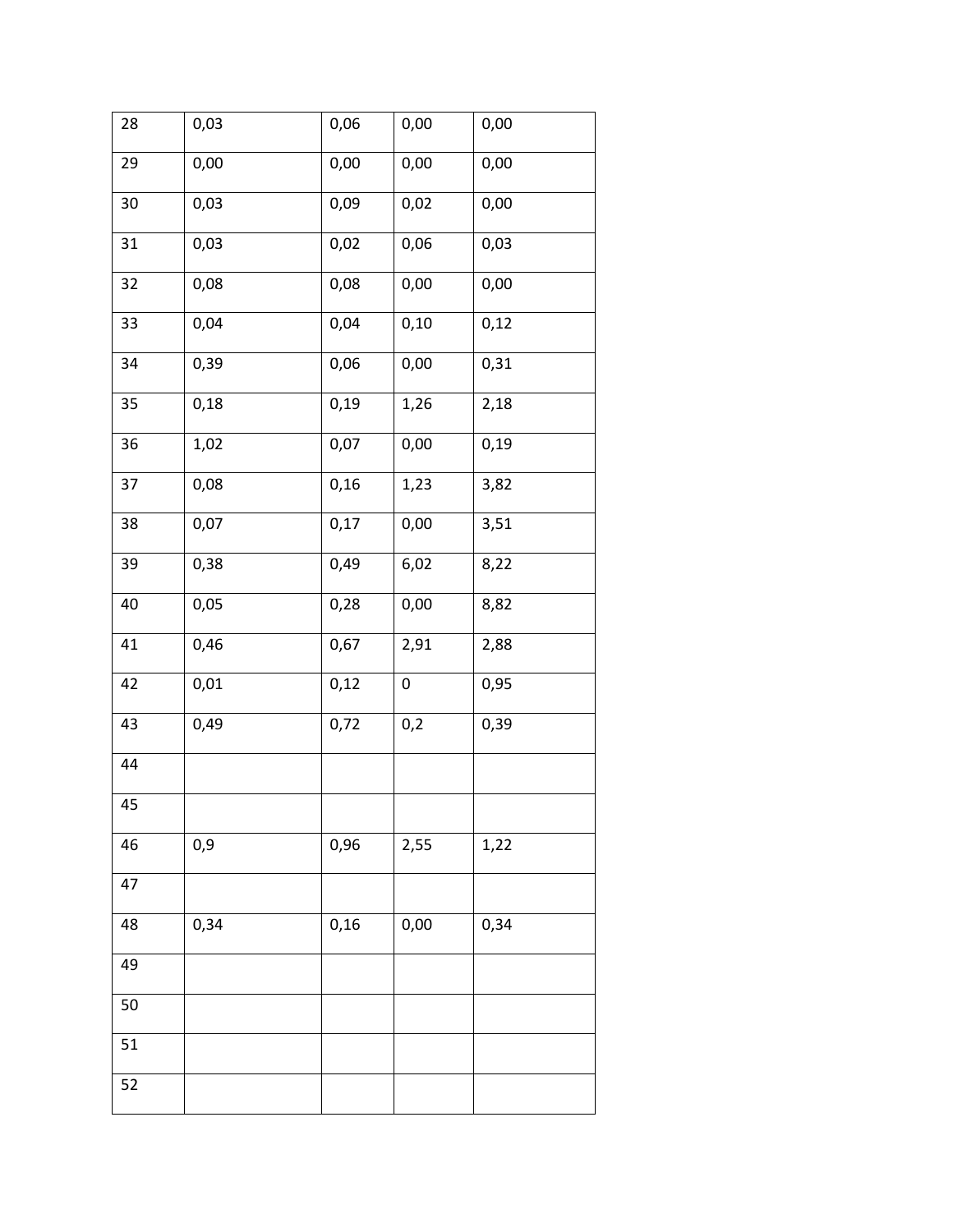| | | | | |
|---|---|---|---|---|
| 28 | 0,03 | 0,06 | 0,00 | 0,00 |
| 29 | 0,00 | 0,00 | 0,00 | 0,00 |
| 30 | 0,03 | 0,09 | 0,02 | 0,00 |
| 31 | 0,03 | 0,02 | 0,06 | 0,03 |
| 32 | 0,08 | 0,08 | 0,00 | 0,00 |
| 33 | 0,04 | 0,04 | 0,10 | 0,12 |
| 34 | 0,39 | 0,06 | 0,00 | 0,31 |
| 35 | 0,18 | 0,19 | 1,26 | 2,18 |
| 36 | 1,02 | 0,07 | 0,00 | 0,19 |
| 37 | 0,08 | 0,16 | 1,23 | 3,82 |
| 38 | 0,07 | 0,17 | 0,00 | 3,51 |
| 39 | 0,38 | 0,49 | 6,02 | 8,22 |
| 40 | 0,05 | 0,28 | 0,00 | 8,82 |
| 41 | 0,46 | 0,67 | 2,91 | 2,88 |
| 42 | 0,01 | 0,12 | 0 | 0,95 |
| 43 | 0,49 | 0,72 | 0,2 | 0,39 |
| 44 | | | | |
| 45 | | | | |
| 46 | 0,9 | 0,96 | 2,55 | 1,22 |
| 47 | | | | |
| 48 | 0,34 | 0,16 | 0,00 | 0,34 |
| 49 | | | | |
| 50 | | | | |
| 51 | | | | |
| 52 | | | | |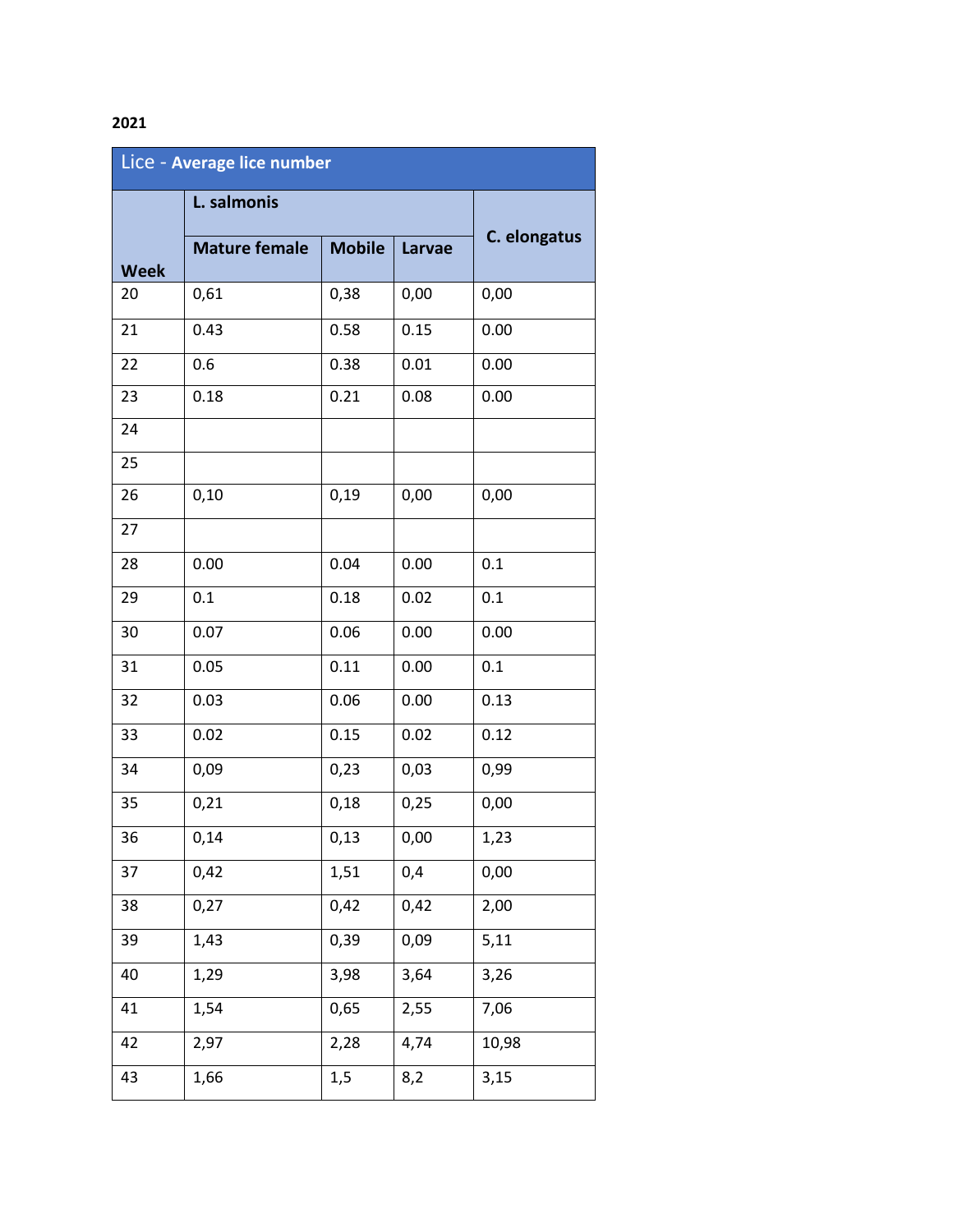**2021**

| Lice - **Average lice number** | | | | |
|---|---|---|---|---|
| **Week** | **L. salmonis** | | | **C. elongatus** |
| | **Mature female** | **Mobile** | **Larvae** | |
| 20 | 0,61 | 0,38 | 0,00 | 0,00 |
| 21 | 0.43 | 0.58 | 0.15 | 0.00 |
| 22 | 0.6 | 0.38 | 0.01 | 0.00 |
| 23 | 0.18 | 0.21 | 0.08 | 0.00 |
| 24 | | | | |
| 25 | | | | |
| 26 | 0,10 | 0,19 | 0,00 | 0,00 |
| 27 | | | | |
| 28 | 0.00 | 0.04 | 0.00 | 0.1 |
| 29 | 0.1 | 0.18 | 0.02 | 0.1 |
| 30 | 0.07 | 0.06 | 0.00 | 0.00 |
| 31 | 0.05 | 0.11 | 0.00 | 0.1 |
| 32 | 0.03 | 0.06 | 0.00 | 0.13 |
| 33 | 0.02 | 0.15 | 0.02 | 0.12 |
| 34 | 0,09 | 0,23 | 0,03 | 0,99 |
| 35 | 0,21 | 0,18 | 0,25 | 0,00 |
| 36 | 0,14 | 0,13 | 0,00 | 1,23 |
| 37 | 0,42 | 1,51 | 0,4 | 0,00 |
| 38 | 0,27 | 0,42 | 0,42 | 2,00 |
| 39 | 1,43 | 0,39 | 0,09 | 5,11 |
| 40 | 1,29 | 3,98 | 3,64 | 3,26 |
| 41 | 1,54 | 0,65 | 2,55 | 7,06 |
| 42 | 2,97 | 2,28 | 4,74 | 10,98 |
| 43 | 1,66 | 1,5 | 8,2 | 3,15 |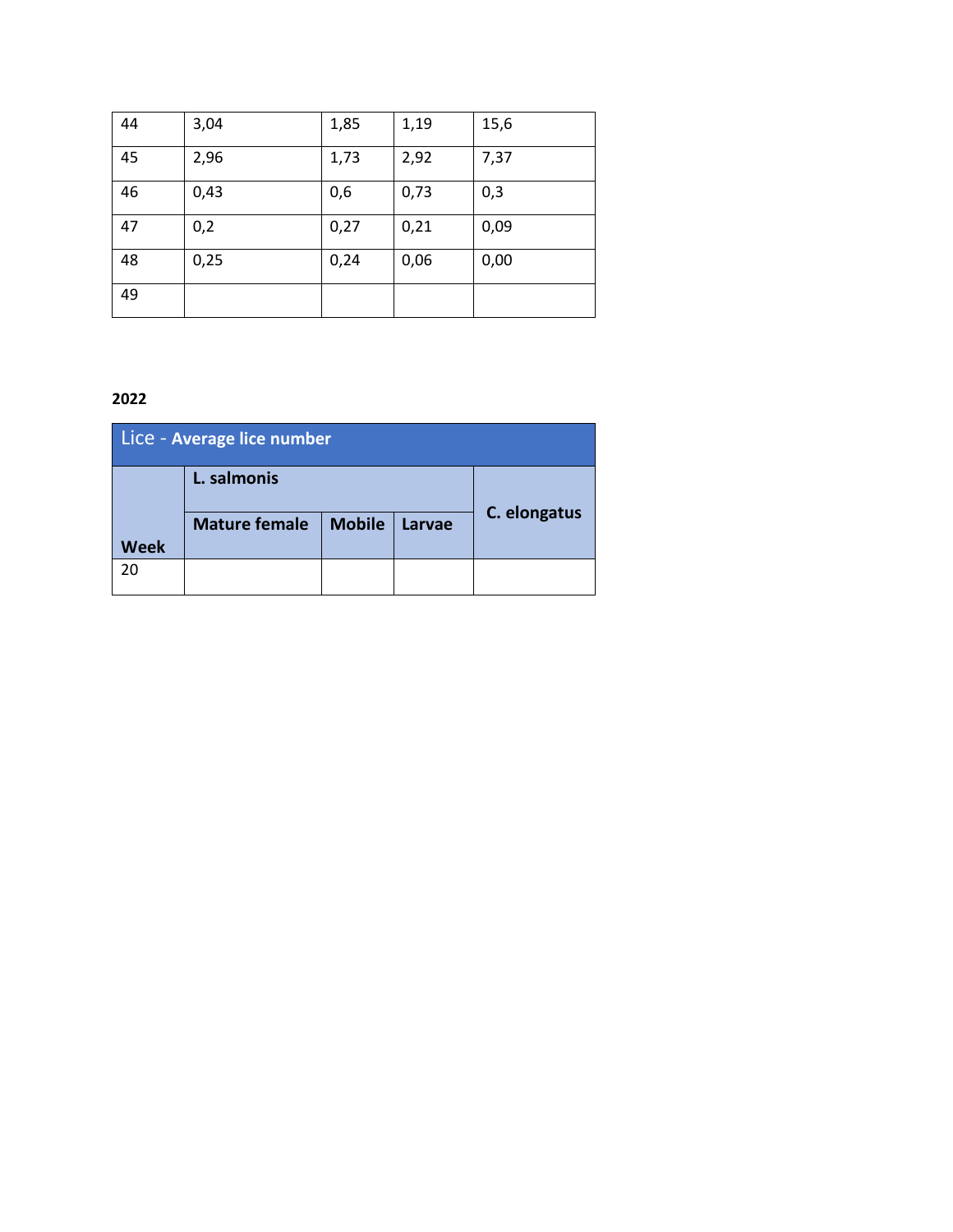| | | | | |
|---|---|---|---|---|
| 44 | 3,04 | 1,85 | 1,19 | 15,6 |
| 45 | 2,96 | 1,73 | 2,92 | 7,37 |
| 46 | 0,43 | 0,6 | 0,73 | 0,3 |
| 47 | 0,2 | 0,27 | 0,21 | 0,09 |
| 48 | 0,25 | 0,24 | 0,06 | 0,00 |
| 49 | | | | |

**2022**

| Lice - **Average lice number** | | | | |
|---|---|---|---|---|
| | **L. salmonis** | | | **C. elongatus** |
| **Week** | **Mature female** | **Mobile** | **Larvae** | |
| 20 | | | | |